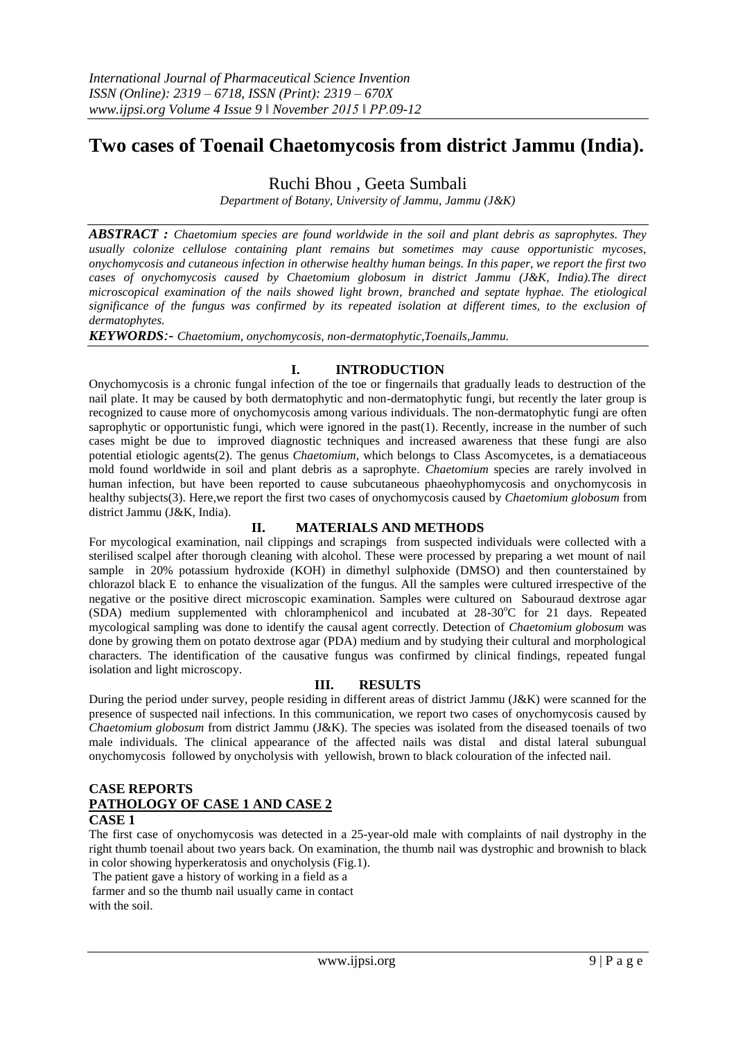# Two cases of Toenail Chaetomycosis from district Jammu (India).

Ruchi Bhou , Geeta Sumbali

*Department of Botany, University of Jammu, Jammu (J&K)*

***ABSTRACT :*** *Chaetomium species are found worldwide in the soil and plant debris as saprophytes. They usually colonize cellulose containing plant remains but sometimes may cause opportunistic mycoses, onychomycosis and cutaneous infection in otherwise healthy human beings. In this paper, we report the first two cases of onychomycosis caused by Chaetomium globosum in district Jammu (J&K, India).The direct microscopical examination of the nails showed light brown, branched and septate hyphae. The etiological significance of the fungus was confirmed by its repeated isolation at different times, to the exclusion of dermatophytes.*

***KEYWORDS:-*** *Chaetomium, onychomycosis, non-dermatophytic,Toenails,Jammu.*

## I. INTRODUCTION

Onychomycosis is a chronic fungal infection of the toe or fingernails that gradually leads to destruction of the nail plate. It may be caused by both dermatophytic and non-dermatophytic fungi, but recently the later group is recognized to cause more of onychomycosis among various individuals. The non-dermatophytic fungi are often saprophytic or opportunistic fungi, which were ignored in the past(1). Recently, increase in the number of such cases might be due to improved diagnostic techniques and increased awareness that these fungi are also potential etiologic agents(2). The genus *Chaetomium*, which belongs to Class Ascomycetes, is a dematiaceous mold found worldwide in soil and plant debris as a saprophyte. *Chaetomium* species are rarely involved in human infection, but have been reported to cause subcutaneous phaeohyphomycosis and onychomycosis in healthy subjects(3). Here,we report the first two cases of onychomycosis caused by *Chaetomium globosum* from district Jammu (J&K, India).

## II. MATERIALS AND METHODS

For mycological examination, nail clippings and scrapings from suspected individuals were collected with a sterilised scalpel after thorough cleaning with alcohol. These were processed by preparing a wet mount of nail sample in 20% potassium hydroxide (KOH) in dimethyl sulphoxide (DMSO) and then counterstained by chlorazol black E to enhance the visualization of the fungus. All the samples were cultured irrespective of the negative or the positive direct microscopic examination. Samples were cultured on Sabouraud dextrose agar (SDA) medium supplemented with chloramphenicol and incubated at 28-30°C for 21 days. Repeated mycological sampling was done to identify the causal agent correctly. Detection of *Chaetomium globosum* was done by growing them on potato dextrose agar (PDA) medium and by studying their cultural and morphological characters. The identification of the causative fungus was confirmed by clinical findings, repeated fungal isolation and light microscopy.

## III. RESULTS

During the period under survey, people residing in different areas of district Jammu (J&K) were scanned for the presence of suspected nail infections. In this communication, we report two cases of onychomycosis caused by *Chaetomium globosum* from district Jammu (J&K). The species was isolated from the diseased toenails of two male individuals. The clinical appearance of the affected nails was distal and distal lateral subungual onychomycosis followed by onycholysis with yellowish, brown to black colouration of the infected nail.

### CASE REPORTS

### PATHOLOGY OF CASE 1 AND CASE 2

**CASE 1**

The first case of onychomycosis was detected in a 25-year-old male with complaints of nail dystrophy in the right thumb toenail about two years back. On examination, the thumb nail was dystrophic and brownish to black in color showing hyperkeratosis and onycholysis (Fig.1).

The patient gave a history of working in a field as a farmer and so the thumb nail usually came in contact with the soil.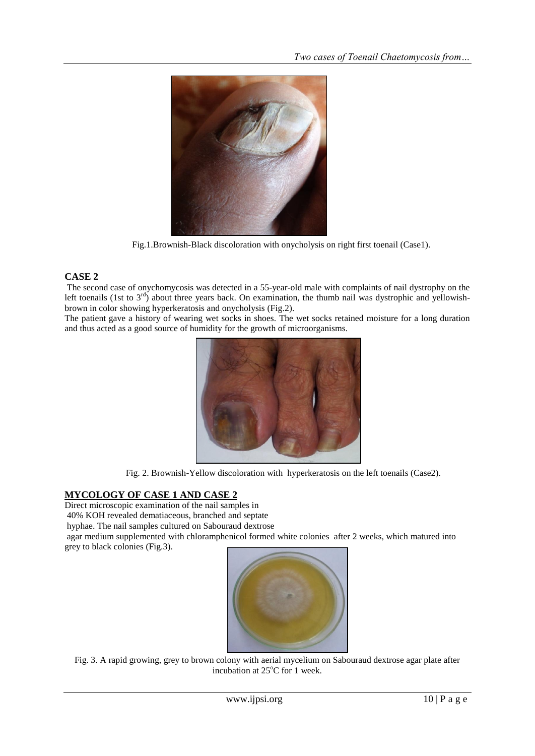Fig.1.Brownish-Black discoloration with onycholysis on right first toenail (Case1).

## CASE 2

The second case of onychomycosis was detected in a 55-year-old male with complaints of nail dystrophy on the left toenails (1st to 3rd) about three years back. On examination, the thumb nail was dystrophic and yellowish-brown in color showing hyperkeratosis and onycholysis (Fig.2).

The patient gave a history of wearing wet socks in shoes. The wet socks retained moisture for a long duration and thus acted as a good source of humidity for the growth of microorganisms.

Fig. 2. Brownish-Yellow discoloration with hyperkeratosis on the left toenails (Case2).

## MYCOLOGY OF CASE 1 AND CASE 2

Direct microscopic examination of the nail samples in 40% KOH revealed dematiaceous, branched and septate hyphae. The nail samples cultured on Sabouraud dextrose agar medium supplemented with chloramphenicol formed white colonies after 2 weeks, which matured into grey to black colonies (Fig.3).

Fig. 3. A rapid growing, grey to brown colony with aerial mycelium on Sabouraud dextrose agar plate after incubation at 25°C for 1 week.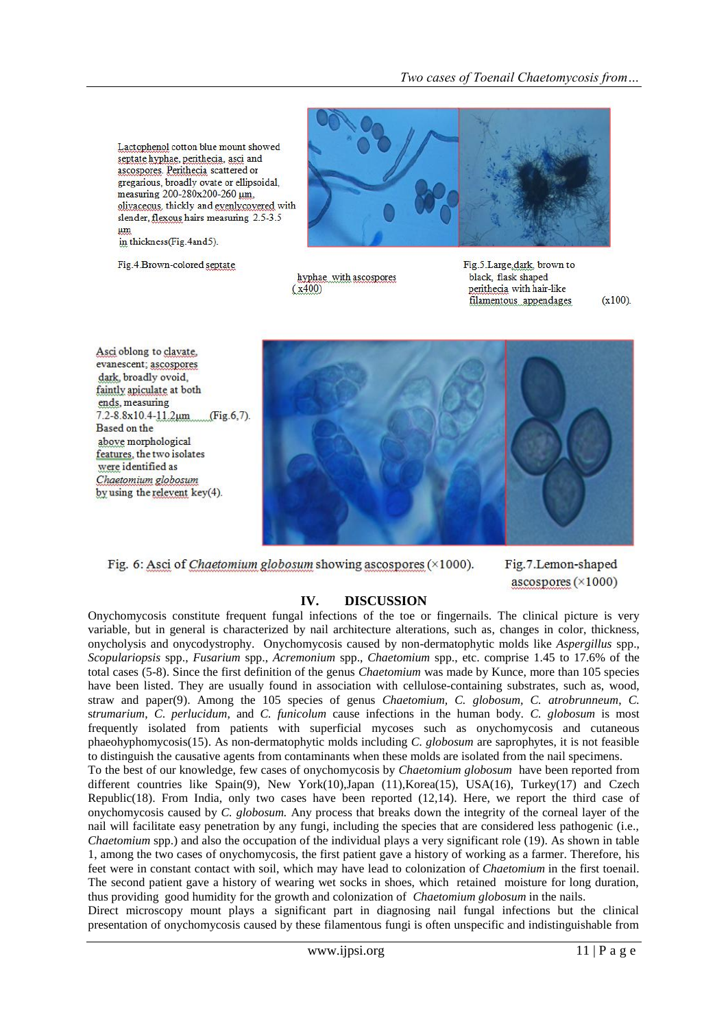Lactophenol cotton blue mount showed septate hyphae, perithecia, asci and ascospores. Perithecia scattered or gregarious, broadly ovate or ellipsoidal, measuring 200-280x200-260 µm, olivaceous, thickly and evenlycovered with slender, flexous hairs measuring 2.5-3.5 µm in thickness(Fig.4and5).

Fig.4.Brown-colored septate hyphae with ascospores (x400)

Fig.5.Large,dark, brown to black, flask shaped perithecia with hair-like filamentous appendages (x100).

Asci oblong to clavate, evanescent; ascospores dark, broadly ovoid, faintly apiculate at both ends, measuring 7.2-8.8x10.4-11.2µm (Fig.6,7). Based on the above morphological features, the two isolates were identified as *Chaetomium globosum* by using the relevent key(4).

Fig. 6: Asci of *Chaetomium globosum* showing ascospores (×1000).

Fig.7.Lemon-shaped ascospores (×1000)

## IV. DISCUSSION

Onychomycosis constitute frequent fungal infections of the toe or fingernails. The clinical picture is very variable, but in general is characterized by nail architecture alterations, such as, changes in color, thickness, onycholysis and onycodystrophy. Onychomycosis caused by non-dermatophytic molds like *Aspergillus* spp., *Scopulariopsis* spp., *Fusarium* spp., *Acremonium* spp., *Chaetomium* spp., etc. comprise 1.45 to 17.6% of the total cases (5-8). Since the first definition of the genus *Chaetomium* was made by Kunce, more than 105 species have been listed. They are usually found in association with cellulose-containing substrates, such as, wood, straw and paper(9). Among the 105 species of genus *Chaetomium, C. globosum, C. atrobrunneum, C. strumarium, C. perlucidum,* and *C. funicolum* cause infections in the human body. *C. globosum* is most frequently isolated from patients with superficial mycoses such as onychomycosis and cutaneous phaeohyphomycosis(15). As non-dermatophytic molds including *C. globosum* are saprophytes, it is not feasible to distinguish the causative agents from contaminants when these molds are isolated from the nail specimens.

To the best of our knowledge, few cases of onychomycosis by *Chaetomium globosum* have been reported from different countries like Spain(9), New York(10),Japan (11),Korea(15), USA(16), Turkey(17) and Czech Republic(18). From India, only two cases have been reported (12,14). Here, we report the third case of onychomycosis caused by *C. globosum.* Any process that breaks down the integrity of the corneal layer of the nail will facilitate easy penetration by any fungi, including the species that are considered less pathogenic (i.e., *Chaetomium* spp.) and also the occupation of the individual plays a very significant role (19). As shown in table 1, among the two cases of onychomycosis, the first patient gave a history of working as a farmer. Therefore, his feet were in constant contact with soil, which may have lead to colonization of *Chaetomium* in the first toenail. The second patient gave a history of wearing wet socks in shoes, which retained moisture for long duration, thus providing good humidity for the growth and colonization of *Chaetomium globosum* in the nails.

Direct microscopy mount plays a significant part in diagnosing nail fungal infections but the clinical presentation of onychomycosis caused by these filamentous fungi is often unspecific and indistinguishable from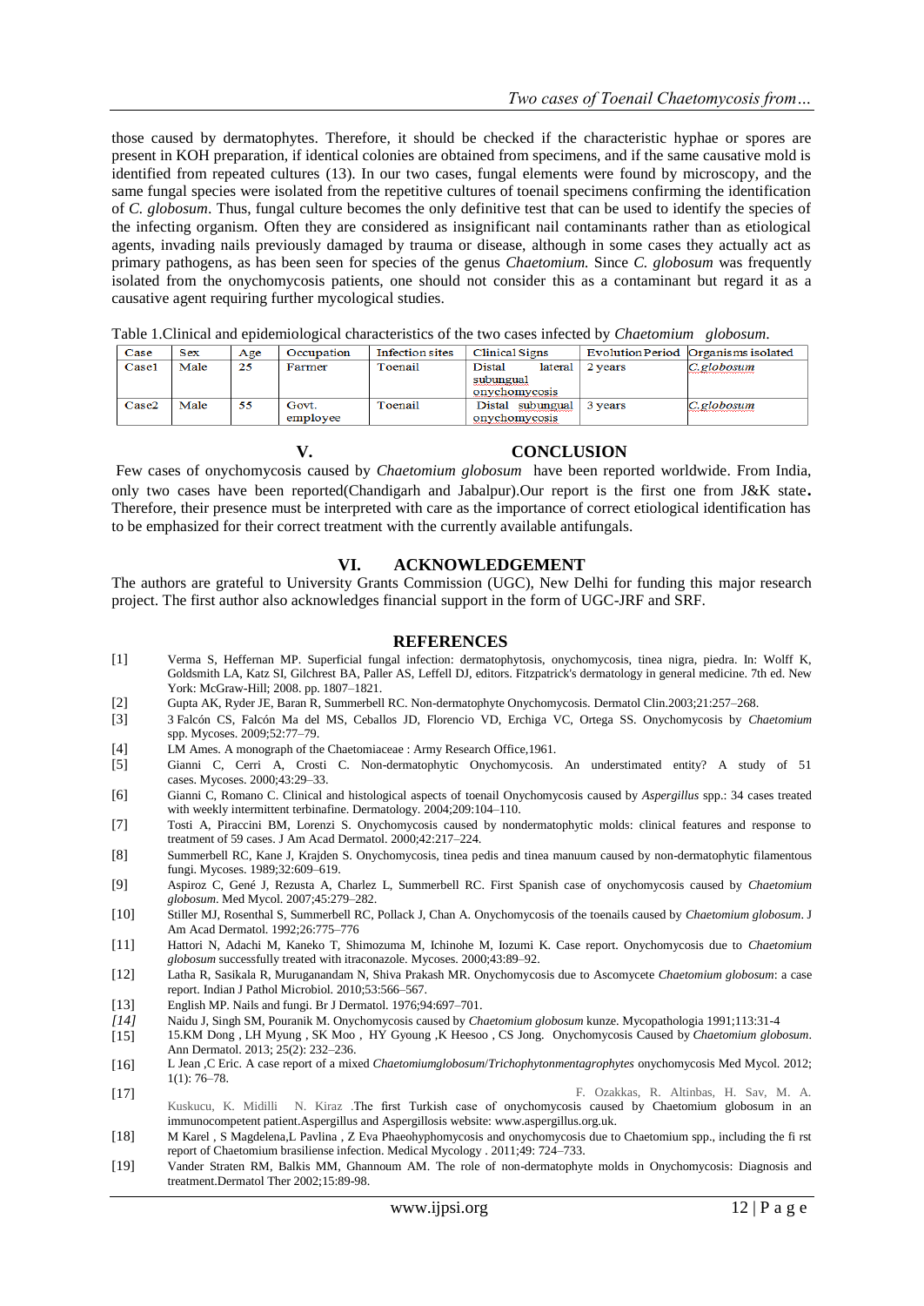those caused by dermatophytes. Therefore, it should be checked if the characteristic hyphae or spores are present in KOH preparation, if identical colonies are obtained from specimens, and if the same causative mold is identified from repeated cultures (13). In our two cases, fungal elements were found by microscopy, and the same fungal species were isolated from the repetitive cultures of toenail specimens confirming the identification of *C. globosum*. Thus, fungal culture becomes the only definitive test that can be used to identify the species of the infecting organism. Often they are considered as insignificant nail contaminants rather than as etiological agents, invading nails previously damaged by trauma or disease, although in some cases they actually act as primary pathogens, as has been seen for species of the genus *Chaetomium.* Since *C. globosum* was frequently isolated from the onychomycosis patients, one should not consider this as a contaminant but regard it as a causative agent requiring further mycological studies.

Table 1.Clinical and epidemiological characteristics of the two cases infected by *Chaetomium globosum*.

| Case | Sex | Age | Occupation | Infection sites | Clinical Signs | Evolution Period | Organisms isolated |
|---|---|---|---|---|---|---|---|
| Case1 | Male | 25 | Farmer | Toenail | Distal lateral subungual onychomycosis | 2 years | *C.globosum* |
| Case2 | Male | 55 | Govt. employee | Toenail | Distal subungual onychomycosis | 3 years | *C.globosum* |

## V. CONCLUSION

Few cases of onychomycosis caused by *Chaetomium globosum* have been reported worldwide. From India, only two cases have been reported(Chandigarh and Jabalpur).Our report is the first one from J&K state**.** Therefore, their presence must be interpreted with care as the importance of correct etiological identification has to be emphasized for their correct treatment with the currently available antifungals.

## VI. ACKNOWLEDGEMENT

The authors are grateful to University Grants Commission (UGC), New Delhi for funding this major research project. The first author also acknowledges financial support in the form of UGC-JRF and SRF.

## REFERENCES

[1] Verma S, Heffernan MP. Superficial fungal infection: dermatophytosis, onychomycosis, tinea nigra, piedra. In: Wolff K, Goldsmith LA, Katz SI, Gilchrest BA, Paller AS, Leffell DJ, editors. Fitzpatrick's dermatology in general medicine. 7th ed. New York: McGraw-Hill; 2008. pp. 1807–1821.

[2] Gupta AK, Ryder JE, Baran R, Summerbell RC. Non-dermatophyte Onychomycosis. Dermatol Clin.2003;21:257–268.

[3] 3 Falcón CS, Falcón Ma del MS, Ceballos JD, Florencio VD, Erchiga VC, Ortega SS. Onychomycosis by *Chaetomium* spp. Mycoses. 2009;52:77–79.

[4] LM Ames. A monograph of the Chaetomiaceae : Army Research Office,1961.

[5] Gianni C, Cerri A, Crosti C. Non-dermatophytic Onychomycosis. An understimated entity? A study of 51 cases. Mycoses. 2000;43:29–33.

[6] Gianni C, Romano C. Clinical and histological aspects of toenail Onychomycosis caused by *Aspergillus* spp.: 34 cases treated with weekly intermittent terbinafine. Dermatology. 2004;209:104–110.

[7] Tosti A, Piraccini BM, Lorenzi S. Onychomycosis caused by nondermatophytic molds: clinical features and response to treatment of 59 cases. J Am Acad Dermatol. 2000;42:217–224.

[8] Summerbell RC, Kane J, Krajden S. Onychomycosis, tinea pedis and tinea manuum caused by non-dermatophytic filamentous fungi. Mycoses. 1989;32:609–619.

[9] Aspiroz C, Gené J, Rezusta A, Charlez L, Summerbell RC. First Spanish case of onychomycosis caused by *Chaetomium globosum*. Med Mycol. 2007;45:279–282.

[10] Stiller MJ, Rosenthal S, Summerbell RC, Pollack J, Chan A. Onychomycosis of the toenails caused by *Chaetomium globosum*. J Am Acad Dermatol. 1992;26:775–776

[11] Hattori N, Adachi M, Kaneko T, Shimozuma M, Ichinohe M, Iozumi K. Case report. Onychomycosis due to *Chaetomium globosum* successfully treated with itraconazole. Mycoses. 2000;43:89–92.

[12] Latha R, Sasikala R, Muruganandam N, Shiva Prakash MR. Onychomycosis due to Ascomycete *Chaetomium globosum*: a case report. Indian J Pathol Microbiol. 2010;53:566–567.

[13] English MP. Nails and fungi. Br J Dermatol. 1976;94:697–701.

*[14]* Naidu J, Singh SM, Pouranik M. Onychomycosis caused by *Chaetomium globosum* kunze. Mycopathologia 1991;113:31-4

[15] 15.KM Dong , LH Myung , SK Moo , HY Gyoung ,K Heesoo , CS Jong. Onychomycosis Caused by *Chaetomium globosum*. Ann Dermatol. 2013; 25(2): 232–236.

[16] L Jean ,C Eric. A case report of a mixed *Chaetomiumglobosum*/*Trichophytonmentagrophytes* onychomycosis Med Mycol. 2012; 1(1): 76–78.

[17] F. Ozakkas, R. Altinbas, H. Sav, M. A. Kuskucu, K. Midilli N. Kiraz .The first Turkish case of onychomycosis caused by Chaetomium globosum in an immunocompetent patient.Aspergillus and Aspergillosis website: www.aspergillus.org.uk.

[18] M Karel , S Magdelena,L Pavlina , Z Eva Phaeohyphomycosis and onychomycosis due to Chaetomium spp., including the fi rst report of Chaetomium brasiliense infection. Medical Mycology . 2011;49: 724–733.

[19] Vander Straten RM, Balkis MM, Ghannoum AM. The role of non-dermatophyte molds in Onychomycosis: Diagnosis and treatment.Dermatol Ther 2002;15:89-98.